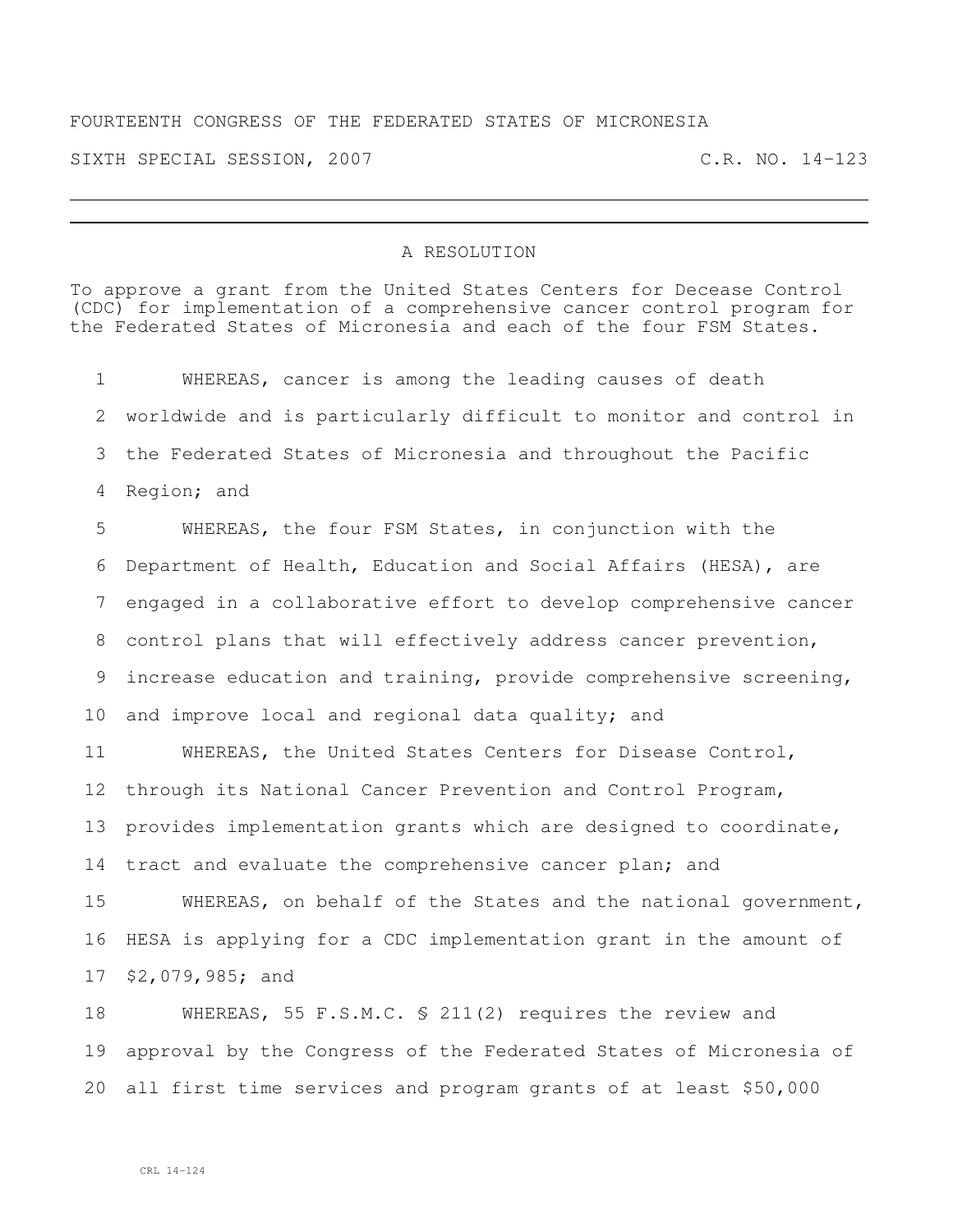FOURTEENTH CONGRESS OF THE FEDERATED STATES OF MICRONESIA

SIXTH SPECIAL SESSION, 2007 C.R. NO. 14-123

---

A RESOLUTION

To approve a grant from the United States Centers for Decease Control (CDC) for implementation of a comprehensive cancer control program for the Federated States of Micronesia and each of the four FSM States.

1 WHEREAS, cancer is among the leading causes of death
2 worldwide and is particularly difficult to monitor and control in
3 the Federated States of Micronesia and throughout the Pacific
4 Region; and
5 WHEREAS, the four FSM States, in conjunction with the
6 Department of Health, Education and Social Affairs (HESA), are
7 engaged in a collaborative effort to develop comprehensive cancer
8 control plans that will effectively address cancer prevention,
9 increase education and training, provide comprehensive screening,
10 and improve local and regional data quality; and
11 WHEREAS, the United States Centers for Disease Control,
12 through its National Cancer Prevention and Control Program,
13 provides implementation grants which are designed to coordinate,
14 tract and evaluate the comprehensive cancer plan; and
15 WHEREAS, on behalf of the States and the national government,
16 HESA is applying for a CDC implementation grant in the amount of
17 $2,079,985; and
18 WHEREAS, 55 F.S.M.C. § 211(2) requires the review and
19 approval by the Congress of the Federated States of Micronesia of
20 all first time services and program grants of at least $50,000

CRL 14-124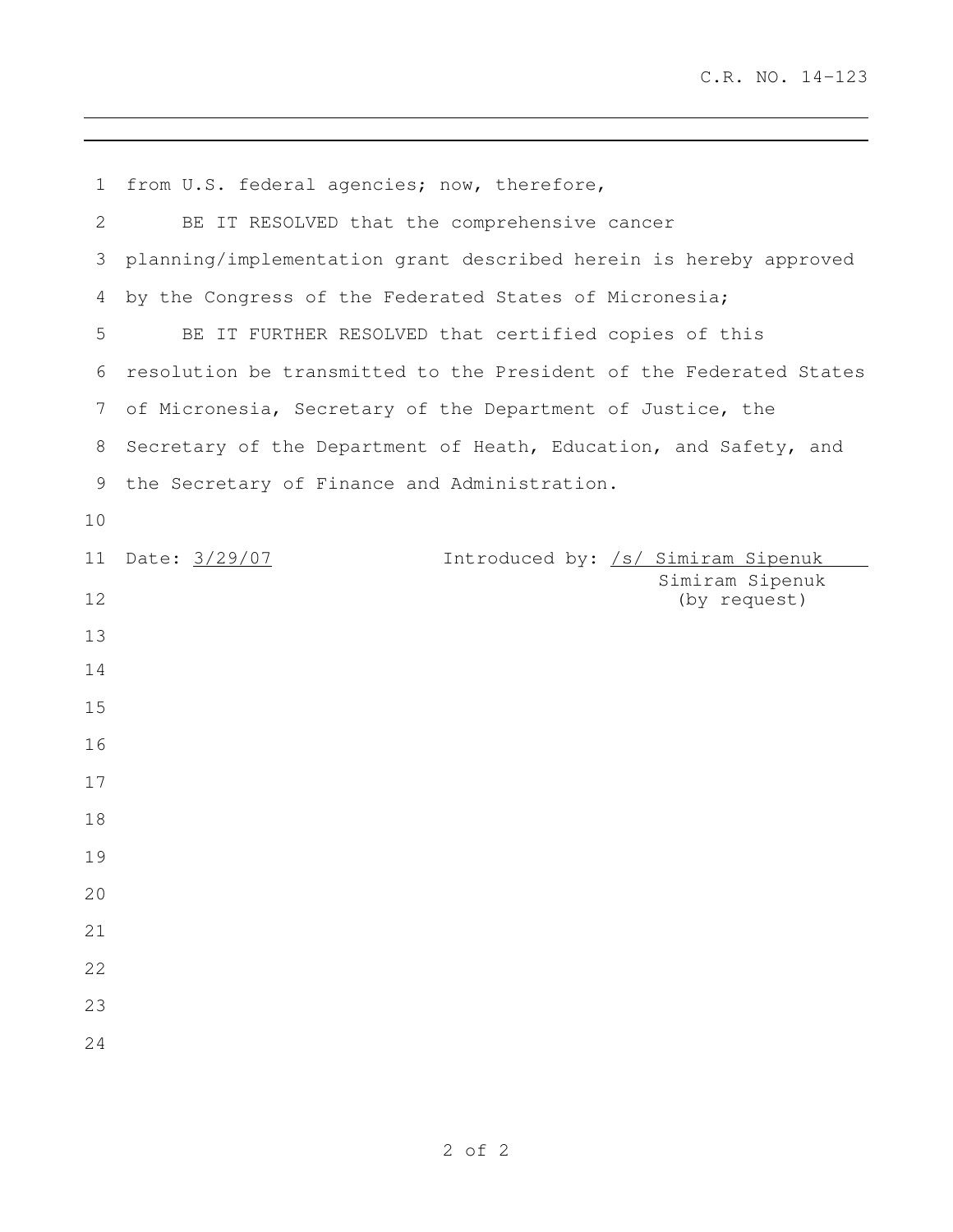from U.S. federal agencies; now, therefore,

BE IT RESOLVED that the comprehensive cancer planning/implementation grant described herein is hereby approved by the Congress of the Federated States of Micronesia;

BE IT FURTHER RESOLVED that certified copies of this resolution be transmitted to the President of the Federated States of Micronesia, Secretary of the Department of Justice, the Secretary of the Department of Heath, Education, and Safety, and the Secretary of Finance and Administration.

Date: 3/29/07

Introduced by: /s/ Simiram Sipenuk
Simiram Sipenuk
(by request)